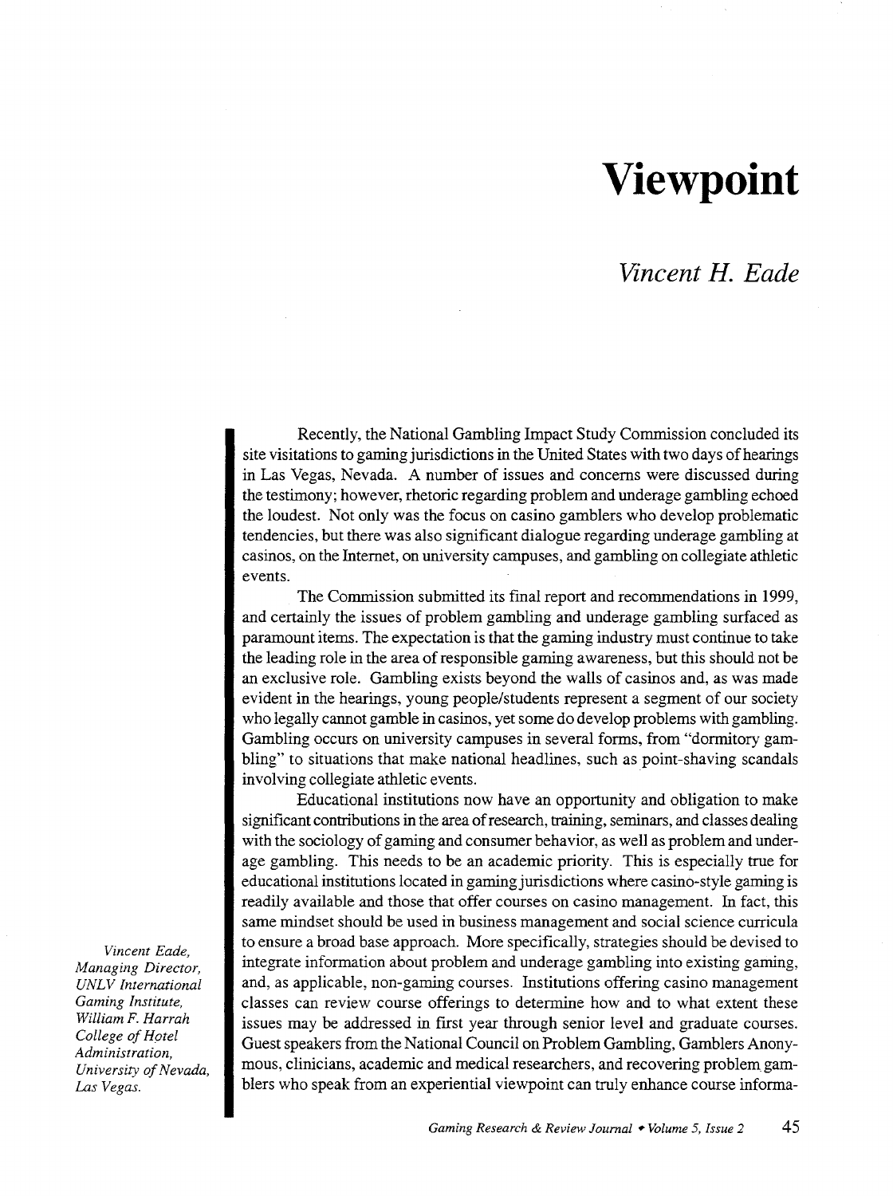# Viewpoint

## *Vincent H. Eade*

*Vincent Eade, Managing Director, UNLV International Gaming Institute, William F. Harrah College of Hotel Administration, University of Nevada, Las Vegas.*

Recently, the National Gambling Impact Study Commission concluded its site visitations to gaming jurisdictions in the United States with two days of hearings in Las Vegas, Nevada. A number of issues and concerns were discussed during the testimony; however, rhetoric regarding problem and underage gambling echoed the loudest. Not only was the focus on casino gamblers who develop problematic tendencies, but there was also significant dialogue regarding underage gambling at casinos, on the Internet, on university campuses, and gambling on collegiate athletic events.

The Commission submitted its final report and recommendations in 1999, and certainly the issues of problem gambling and underage gambling surfaced as paramount items. The expectation is that the gaming industry must continue to take the leading role in the area of responsible gaming awareness, but this should not be an exclusive role. Gambling exists beyond the walls of casinos and, as was made evident in the hearings, young people/students represent a segment of our society who legally cannot gamble in casinos, yet some do develop problems with gambling. Gambling occurs on university campuses in several forms, from "dormitory gambling" to situations that make national headlines, such as point-shaving scandals involving collegiate athletic events.

Educational institutions now have an opportunity and obligation to make significant contributions in the area of research, training, seminars, and classes dealing with the sociology of gaming and consumer behavior, as well as problem and underage gambling. This needs to be an academic priority. This is especially true for educational institutions located in gaming jurisdictions where casino-style gaming is readily available and those that offer courses on casino management. In fact, this same mindset should be used in business management and social science curricula to ensure a broad base approach. More specifically, strategies should be devised to integrate information about problem and underage gambling into existing gaming, and, as applicable, non-gaming courses. Institutions offering casino management classes can review course offerings to determine how and to what extent these issues may be addressed in first year through senior level and graduate courses. Guest speakers from the National Council on Problem Gambling, Gamblers Anonymous, clinicians, academic and medical researchers, and recovering problem gamblers who speak from an experiential viewpoint can truly enhance course informa-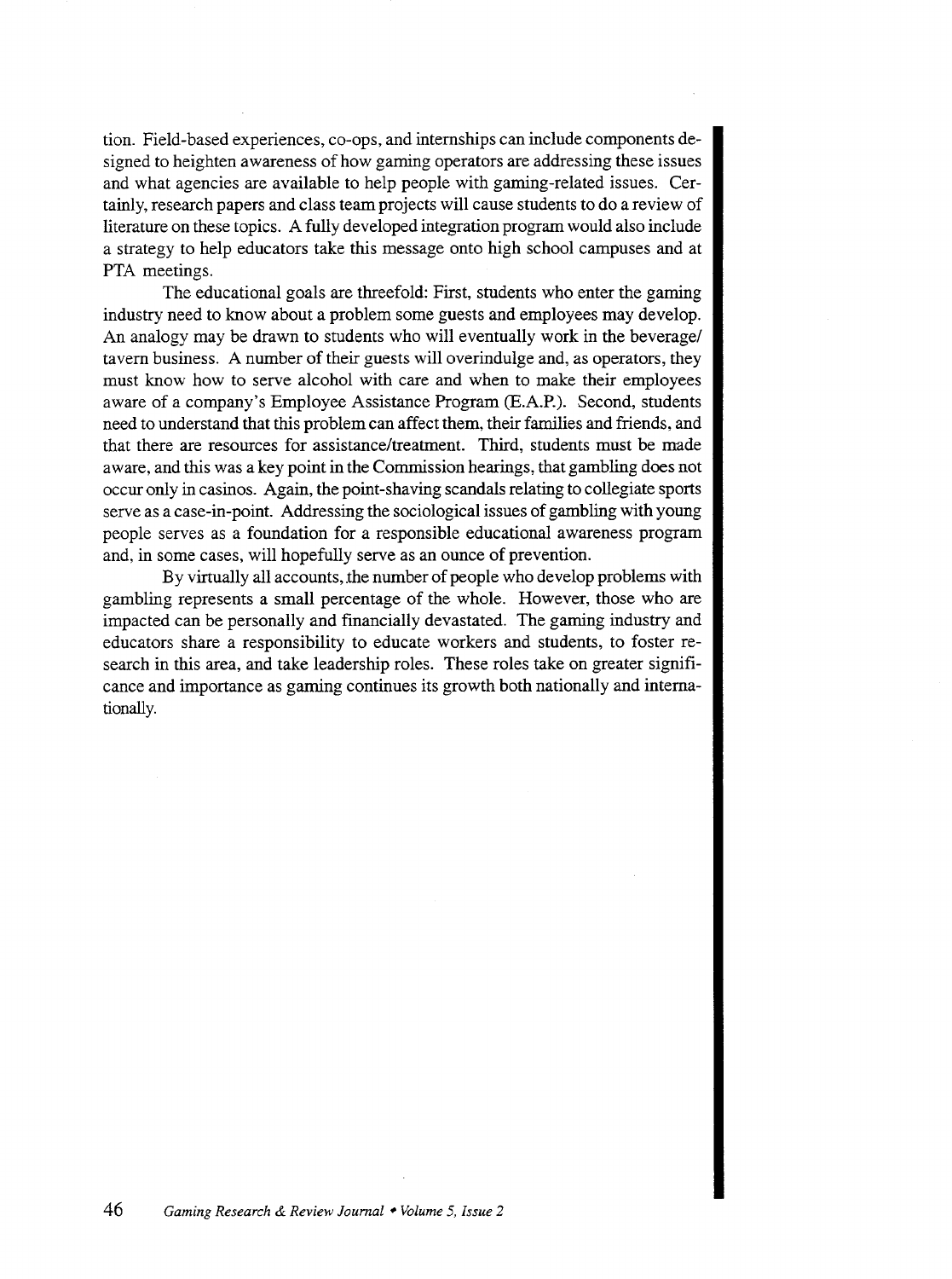tion. Field-based experiences, co-ops, and internships can include components designed to heighten awareness of how gaming operators are addressing these issues and what agencies are available to help people with gaming-related issues. Certainly, research papers and class team projects will cause students to do a review of literature on these topics. A fully developed integration program would also include a strategy to help educators take this message onto high school campuses and at PTA meetings.

The educational goals are threefold: First, students who enter the gaming industry need to know about a problem some guests and employees may develop. An analogy may be drawn to students who will eventually work in the beverage/tavern business. A number of their guests will overindulge and, as operators, they must know how to serve alcohol with care and when to make their employees aware of a company's Employee Assistance Program (E.A.P.). Second, students need to understand that this problem can affect them, their families and friends, and that there are resources for assistance/treatment. Third, students must be made aware, and this was a key point in the Commission hearings, that gambling does not occur only in casinos. Again, the point-shaving scandals relating to collegiate sports serve as a case-in-point. Addressing the sociological issues of gambling with young people serves as a foundation for a responsible educational awareness program and, in some cases, will hopefully serve as an ounce of prevention.

By virtually all accounts, the number of people who develop problems with gambling represents a small percentage of the whole. However, those who are impacted can be personally and financially devastated. The gaming industry and educators share a responsibility to educate workers and students, to foster research in this area, and take leadership roles. These roles take on greater significance and importance as gaming continues its growth both nationally and internationally.